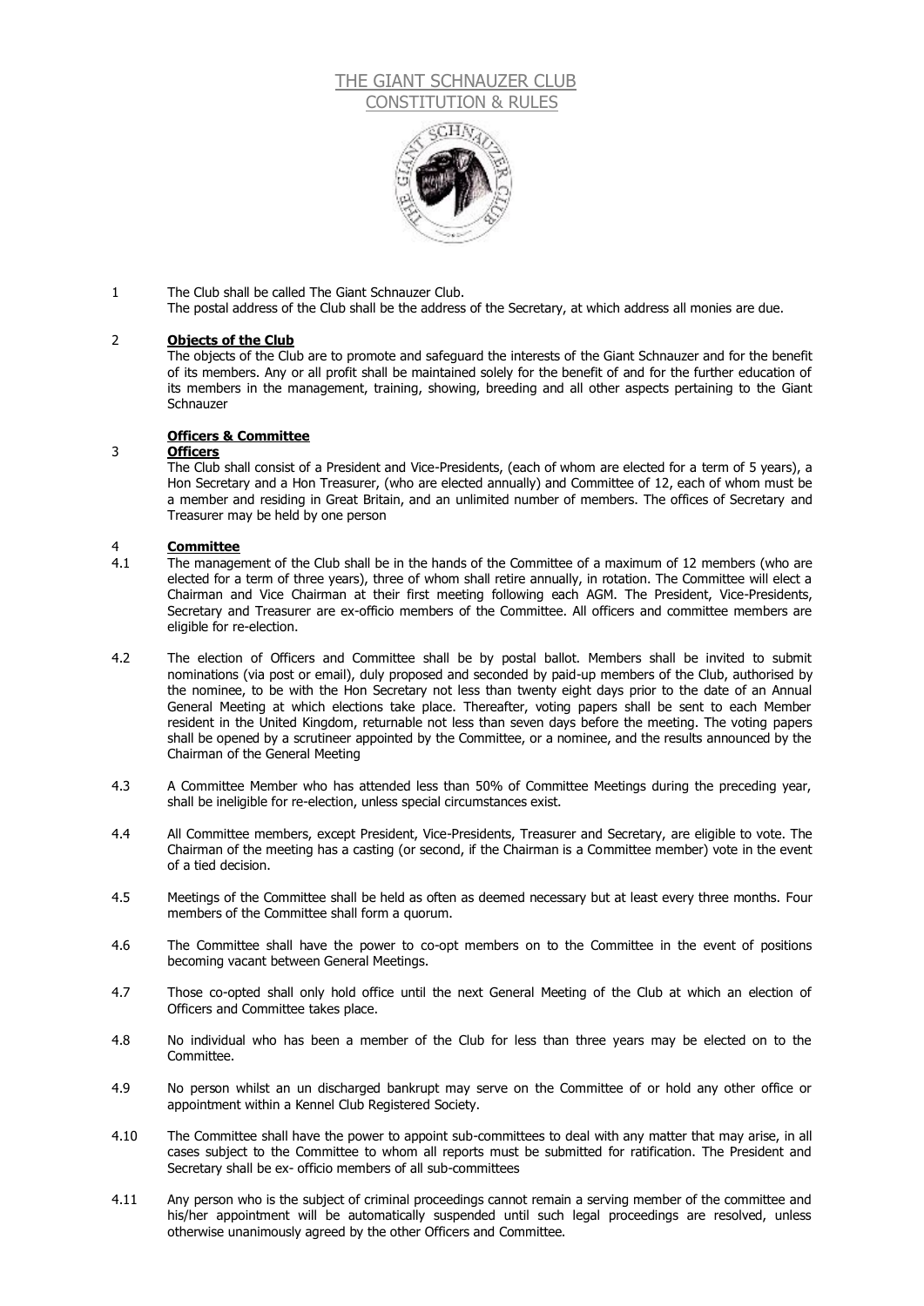# THE GIANT SCHNAUZER CLUB
## CONSTITUTION & RULES

1 The Club shall be called The Giant Schnauzer Club.
The postal address of the Club shall be the address of the Secretary, at which address all monies are due.

2 **Objects of the Club**
The objects of the Club are to promote and safeguard the interests of the Giant Schnauzer and for the benefit of its members. Any or all profit shall be maintained solely for the benefit of and for the further education of its members in the management, training, showing, breeding and all other aspects pertaining to the Giant Schnauzer

**Officers & Committee**

3 **Officers**
The Club shall consist of a President and Vice-Presidents, (each of whom are elected for a term of 5 years), a Hon Secretary and a Hon Treasurer, (who are elected annually) and Committee of 12, each of whom must be a member and residing in Great Britain, and an unlimited number of members. The offices of Secretary and Treasurer may be held by one person

4 **Committee**

4.1 The management of the Club shall be in the hands of the Committee of a maximum of 12 members (who are elected for a term of three years), three of whom shall retire annually, in rotation. The Committee will elect a Chairman and Vice Chairman at their first meeting following each AGM. The President, Vice-Presidents, Secretary and Treasurer are ex-officio members of the Committee. All officers and committee members are eligible for re-election.

4.2 The election of Officers and Committee shall be by postal ballot. Members shall be invited to submit nominations (via post or email), duly proposed and seconded by paid-up members of the Club, authorised by the nominee, to be with the Hon Secretary not less than twenty eight days prior to the date of an Annual General Meeting at which elections take place. Thereafter, voting papers shall be sent to each Member resident in the United Kingdom, returnable not less than seven days before the meeting. The voting papers shall be opened by a scrutineer appointed by the Committee, or a nominee, and the results announced by the Chairman of the General Meeting

4.3 A Committee Member who has attended less than 50% of Committee Meetings during the preceding year, shall be ineligible for re-election, unless special circumstances exist.

4.4 All Committee members, except President, Vice-Presidents, Treasurer and Secretary, are eligible to vote. The Chairman of the meeting has a casting (or second, if the Chairman is a Committee member) vote in the event of a tied decision.

4.5 Meetings of the Committee shall be held as often as deemed necessary but at least every three months. Four members of the Committee shall form a quorum.

4.6 The Committee shall have the power to co-opt members on to the Committee in the event of positions becoming vacant between General Meetings.

4.7 Those co-opted shall only hold office until the next General Meeting of the Club at which an election of Officers and Committee takes place.

4.8 No individual who has been a member of the Club for less than three years may be elected on to the Committee.

4.9 No person whilst an un discharged bankrupt may serve on the Committee of or hold any other office or appointment within a Kennel Club Registered Society.

4.10 The Committee shall have the power to appoint sub-committees to deal with any matter that may arise, in all cases subject to the Committee to whom all reports must be submitted for ratification. The President and Secretary shall be ex- officio members of all sub-committees

4.11 Any person who is the subject of criminal proceedings cannot remain a serving member of the committee and his/her appointment will be automatically suspended until such legal proceedings are resolved, unless otherwise unanimously agreed by the other Officers and Committee.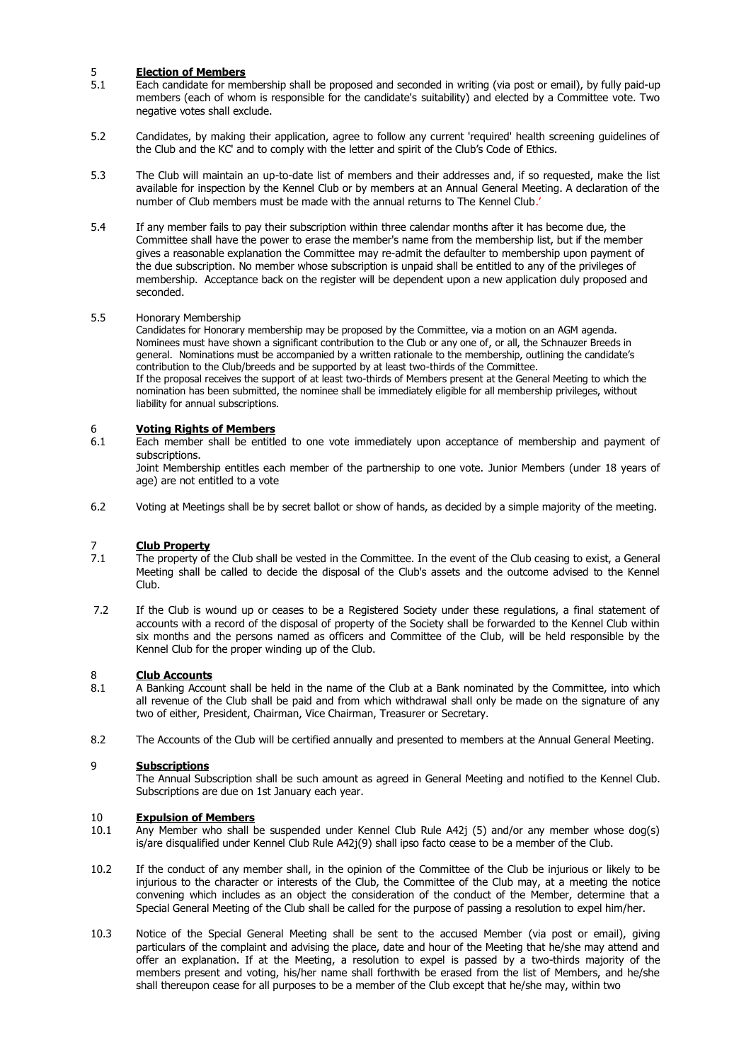## 5 **Election of Members**

5.1 Each candidate for membership shall be proposed and seconded in writing (via post or email), by fully paid-up members (each of whom is responsible for the candidate's suitability) and elected by a Committee vote. Two negative votes shall exclude.

5.2 Candidates, by making their application, agree to follow any current 'required' health screening guidelines of the Club and the KC' and to comply with the letter and spirit of the Club's Code of Ethics.

5.3 The Club will maintain an up-to-date list of members and their addresses and, if so requested, make the list available for inspection by the Kennel Club or by members at an Annual General Meeting. A declaration of the number of Club members must be made with the annual returns to The Kennel Club.'

5.4 If any member fails to pay their subscription within three calendar months after it has become due, the Committee shall have the power to erase the member's name from the membership list, but if the member gives a reasonable explanation the Committee may re-admit the defaulter to membership upon payment of the due subscription. No member whose subscription is unpaid shall be entitled to any of the privileges of membership. Acceptance back on the register will be dependent upon a new application duly proposed and seconded.

5.5 Honorary Membership

Candidates for Honorary membership may be proposed by the Committee, via a motion on an AGM agenda. Nominees must have shown a significant contribution to the Club or any one of, or all, the Schnauzer Breeds in general. Nominations must be accompanied by a written rationale to the membership, outlining the candidate's contribution to the Club/breeds and be supported by at least two-thirds of the Committee.

If the proposal receives the support of at least two-thirds of Members present at the General Meeting to which the nomination has been submitted, the nominee shall be immediately eligible for all membership privileges, without liability for annual subscriptions.

## 6 **Voting Rights of Members**

6.1 Each member shall be entitled to one vote immediately upon acceptance of membership and payment of subscriptions.

Joint Membership entitles each member of the partnership to one vote. Junior Members (under 18 years of age) are not entitled to a vote

6.2 Voting at Meetings shall be by secret ballot or show of hands, as decided by a simple majority of the meeting.

## 7 **Club Property**

7.1 The property of the Club shall be vested in the Committee. In the event of the Club ceasing to exist, a General Meeting shall be called to decide the disposal of the Club's assets and the outcome advised to the Kennel Club.

7.2 If the Club is wound up or ceases to be a Registered Society under these regulations, a final statement of accounts with a record of the disposal of property of the Society shall be forwarded to the Kennel Club within six months and the persons named as officers and Committee of the Club, will be held responsible by the Kennel Club for the proper winding up of the Club.

## 8 **Club Accounts**

8.1 A Banking Account shall be held in the name of the Club at a Bank nominated by the Committee, into which all revenue of the Club shall be paid and from which withdrawal shall only be made on the signature of any two of either, President, Chairman, Vice Chairman, Treasurer or Secretary.

8.2 The Accounts of the Club will be certified annually and presented to members at the Annual General Meeting.

## 9 **Subscriptions**

The Annual Subscription shall be such amount as agreed in General Meeting and notified to the Kennel Club. Subscriptions are due on 1st January each year.

## 10 **Expulsion of Members**

10.1 Any Member who shall be suspended under Kennel Club Rule A42j (5) and/or any member whose dog(s) is/are disqualified under Kennel Club Rule A42j(9) shall ipso facto cease to be a member of the Club.

10.2 If the conduct of any member shall, in the opinion of the Committee of the Club be injurious or likely to be injurious to the character or interests of the Club, the Committee of the Club may, at a meeting the notice convening which includes as an object the consideration of the conduct of the Member, determine that a Special General Meeting of the Club shall be called for the purpose of passing a resolution to expel him/her.

10.3 Notice of the Special General Meeting shall be sent to the accused Member (via post or email), giving particulars of the complaint and advising the place, date and hour of the Meeting that he/she may attend and offer an explanation. If at the Meeting, a resolution to expel is passed by a two-thirds majority of the members present and voting, his/her name shall forthwith be erased from the list of Members, and he/she shall thereupon cease for all purposes to be a member of the Club except that he/she may, within two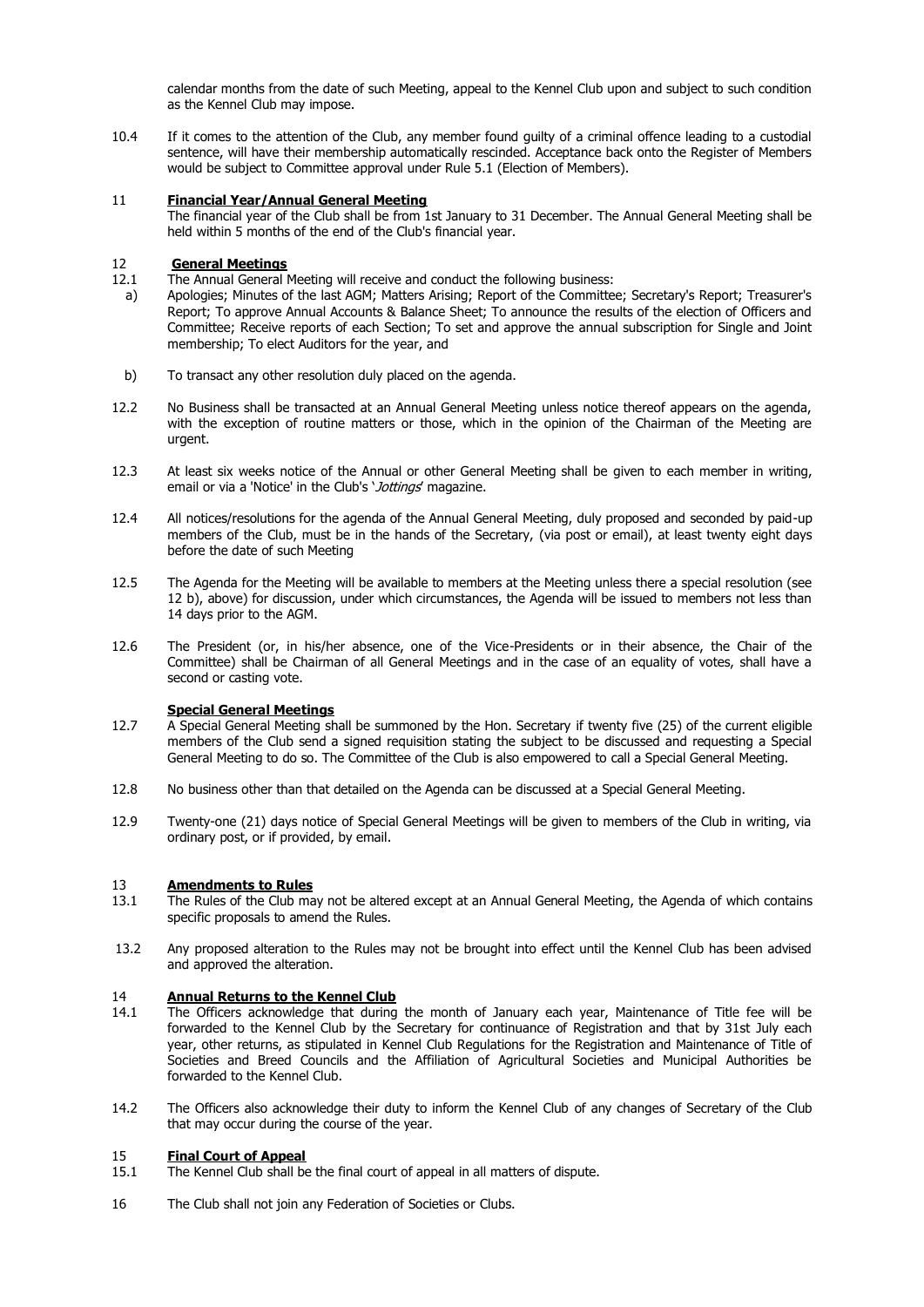calendar months from the date of such Meeting, appeal to the Kennel Club upon and subject to such condition as the Kennel Club may impose.

10.4 If it comes to the attention of the Club, any member found guilty of a criminal offence leading to a custodial sentence, will have their membership automatically rescinded. Acceptance back onto the Register of Members would be subject to Committee approval under Rule 5.1 (Election of Members).

## 11 **Financial Year/Annual General Meeting**

The financial year of the Club shall be from 1st January to 31 December. The Annual General Meeting shall be held within 5 months of the end of the Club's financial year.

## 12 **General Meetings**

12.1 The Annual General Meeting will receive and conduct the following business:

a) Apologies; Minutes of the last AGM; Matters Arising; Report of the Committee; Secretary's Report; Treasurer's Report; To approve Annual Accounts & Balance Sheet; To announce the results of the election of Officers and Committee; Receive reports of each Section; To set and approve the annual subscription for Single and Joint membership; To elect Auditors for the year, and

b) To transact any other resolution duly placed on the agenda.

12.2 No Business shall be transacted at an Annual General Meeting unless notice thereof appears on the agenda, with the exception of routine matters or those, which in the opinion of the Chairman of the Meeting are urgent.

12.3 At least six weeks notice of the Annual or other General Meeting shall be given to each member in writing, email or via a 'Notice' in the Club's '*Jottings*' magazine.

12.4 All notices/resolutions for the agenda of the Annual General Meeting, duly proposed and seconded by paid-up members of the Club, must be in the hands of the Secretary, (via post or email), at least twenty eight days before the date of such Meeting

12.5 The Agenda for the Meeting will be available to members at the Meeting unless there a special resolution (see 12 b), above) for discussion, under which circumstances, the Agenda will be issued to members not less than 14 days prior to the AGM.

12.6 The President (or, in his/her absence, one of the Vice-Presidents or in their absence, the Chair of the Committee) shall be Chairman of all General Meetings and in the case of an equality of votes, shall have a second or casting vote.

### **Special General Meetings**

12.7 A Special General Meeting shall be summoned by the Hon. Secretary if twenty five (25) of the current eligible members of the Club send a signed requisition stating the subject to be discussed and requesting a Special General Meeting to do so. The Committee of the Club is also empowered to call a Special General Meeting.

12.8 No business other than that detailed on the Agenda can be discussed at a Special General Meeting.

12.9 Twenty-one (21) days notice of Special General Meetings will be given to members of the Club in writing, via ordinary post, or if provided, by email.

## 13 **Amendments to Rules**

13.1 The Rules of the Club may not be altered except at an Annual General Meeting, the Agenda of which contains specific proposals to amend the Rules.

13.2 Any proposed alteration to the Rules may not be brought into effect until the Kennel Club has been advised and approved the alteration.

## 14 **Annual Returns to the Kennel Club**

14.1 The Officers acknowledge that during the month of January each year, Maintenance of Title fee will be forwarded to the Kennel Club by the Secretary for continuance of Registration and that by 31st July each year, other returns, as stipulated in Kennel Club Regulations for the Registration and Maintenance of Title of Societies and Breed Councils and the Affiliation of Agricultural Societies and Municipal Authorities be forwarded to the Kennel Club.

14.2 The Officers also acknowledge their duty to inform the Kennel Club of any changes of Secretary of the Club that may occur during the course of the year.

## 15 **Final Court of Appeal**

15.1 The Kennel Club shall be the final court of appeal in all matters of dispute.

16 The Club shall not join any Federation of Societies or Clubs.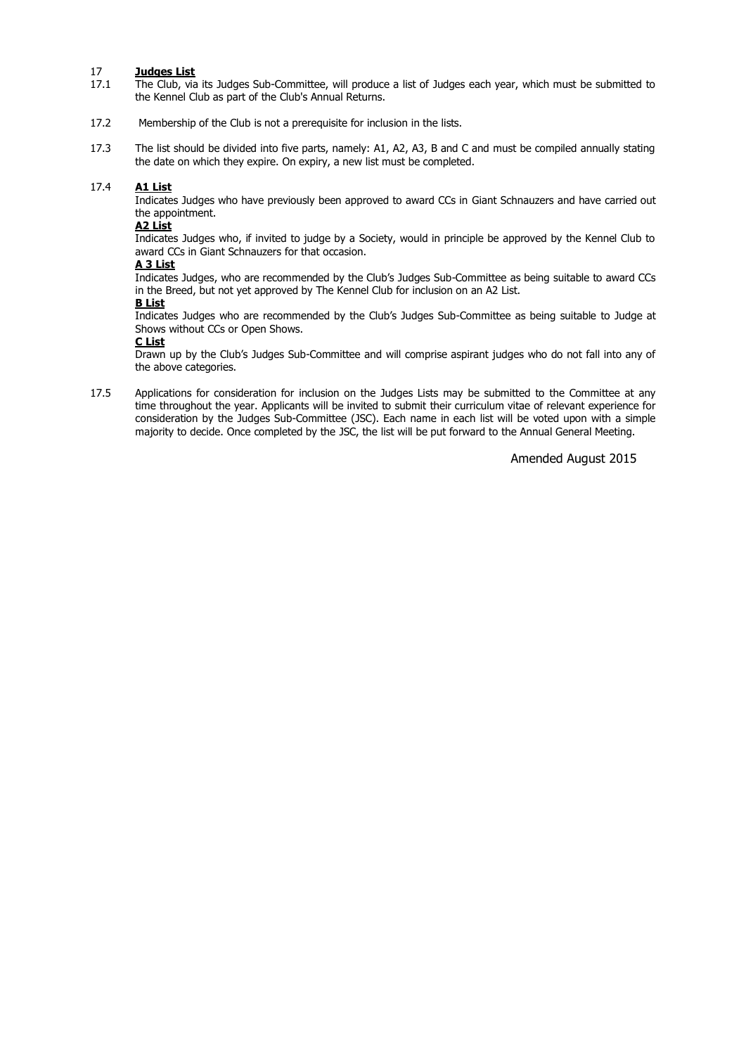## 17 **Judges List**

17.1 The Club, via its Judges Sub-Committee, will produce a list of Judges each year, which must be submitted to the Kennel Club as part of the Club's Annual Returns.

17.2 Membership of the Club is not a prerequisite for inclusion in the lists.

17.3 The list should be divided into five parts, namely: A1, A2, A3, B and C and must be compiled annually stating the date on which they expire. On expiry, a new list must be completed.

17.4 **A1 List**

Indicates Judges who have previously been approved to award CCs in Giant Schnauzers and have carried out the appointment.

**A2 List**

Indicates Judges who, if invited to judge by a Society, would in principle be approved by the Kennel Club to award CCs in Giant Schnauzers for that occasion.

**A 3 List**

Indicates Judges, who are recommended by the Club's Judges Sub-Committee as being suitable to award CCs in the Breed, but not yet approved by The Kennel Club for inclusion on an A2 List.

**B List**

Indicates Judges who are recommended by the Club's Judges Sub-Committee as being suitable to Judge at Shows without CCs or Open Shows.

**C List**

Drawn up by the Club's Judges Sub-Committee and will comprise aspirant judges who do not fall into any of the above categories.

17.5 Applications for consideration for inclusion on the Judges Lists may be submitted to the Committee at any time throughout the year. Applicants will be invited to submit their curriculum vitae of relevant experience for consideration by the Judges Sub-Committee (JSC). Each name in each list will be voted upon with a simple majority to decide. Once completed by the JSC, the list will be put forward to the Annual General Meeting.

Amended August 2015